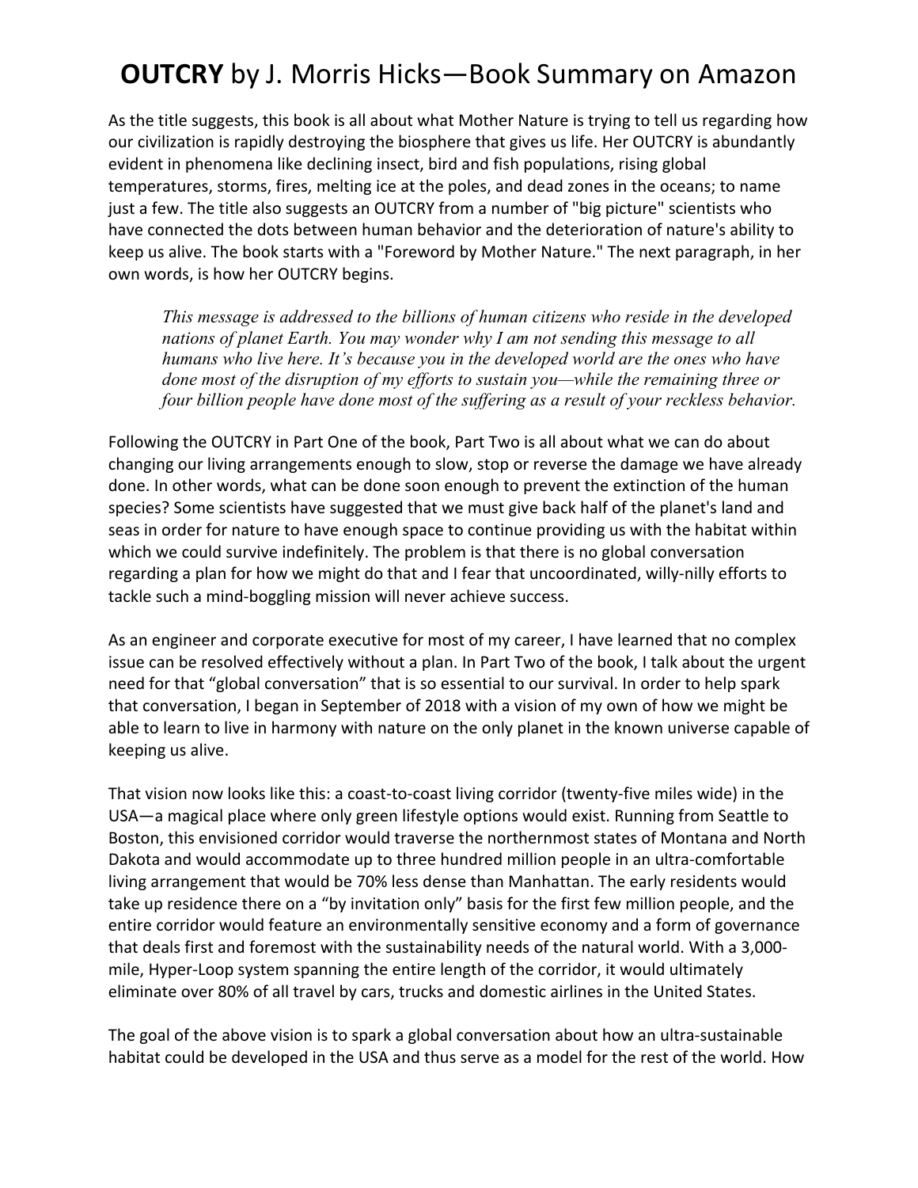# **OUTCRY** by J. Morris Hicks—Book Summary on Amazon

As the title suggests, this book is all about what Mother Nature is trying to tell us regarding how our civilization is rapidly destroying the biosphere that gives us life. Her OUTCRY is abundantly evident in phenomena like declining insect, bird and fish populations, rising global temperatures, storms, fires, melting ice at the poles, and dead zones in the oceans; to name just a few. The title also suggests an OUTCRY from a number of "big picture" scientists who have connected the dots between human behavior and the deterioration of nature's ability to keep us alive. The book starts with a "Foreword by Mother Nature." The next paragraph, in her own words, is how her OUTCRY begins.

> *This message is addressed to the billions of human citizens who reside in the developed nations of planet Earth. You may wonder why I am not sending this message to all humans who live here. It's because you in the developed world are the ones who have done most of the disruption of my efforts to sustain you—while the remaining three or four billion people have done most of the suffering as a result of your reckless behavior.*

Following the OUTCRY in Part One of the book, Part Two is all about what we can do about changing our living arrangements enough to slow, stop or reverse the damage we have already done. In other words, what can be done soon enough to prevent the extinction of the human species? Some scientists have suggested that we must give back half of the planet's land and seas in order for nature to have enough space to continue providing us with the habitat within which we could survive indefinitely. The problem is that there is no global conversation regarding a plan for how we might do that and I fear that uncoordinated, willy-nilly efforts to tackle such a mind-boggling mission will never achieve success.

As an engineer and corporate executive for most of my career, I have learned that no complex issue can be resolved effectively without a plan. In Part Two of the book, I talk about the urgent need for that "global conversation" that is so essential to our survival. In order to help spark that conversation, I began in September of 2018 with a vision of my own of how we might be able to learn to live in harmony with nature on the only planet in the known universe capable of keeping us alive.

That vision now looks like this: a coast-to-coast living corridor (twenty-five miles wide) in the USA—a magical place where only green lifestyle options would exist. Running from Seattle to Boston, this envisioned corridor would traverse the northernmost states of Montana and North Dakota and would accommodate up to three hundred million people in an ultra-comfortable living arrangement that would be 70% less dense than Manhattan. The early residents would take up residence there on a "by invitation only" basis for the first few million people, and the entire corridor would feature an environmentally sensitive economy and a form of governance that deals first and foremost with the sustainability needs of the natural world. With a 3,000-mile, Hyper-Loop system spanning the entire length of the corridor, it would ultimately eliminate over 80% of all travel by cars, trucks and domestic airlines in the United States.

The goal of the above vision is to spark a global conversation about how an ultra-sustainable habitat could be developed in the USA and thus serve as a model for the rest of the world. How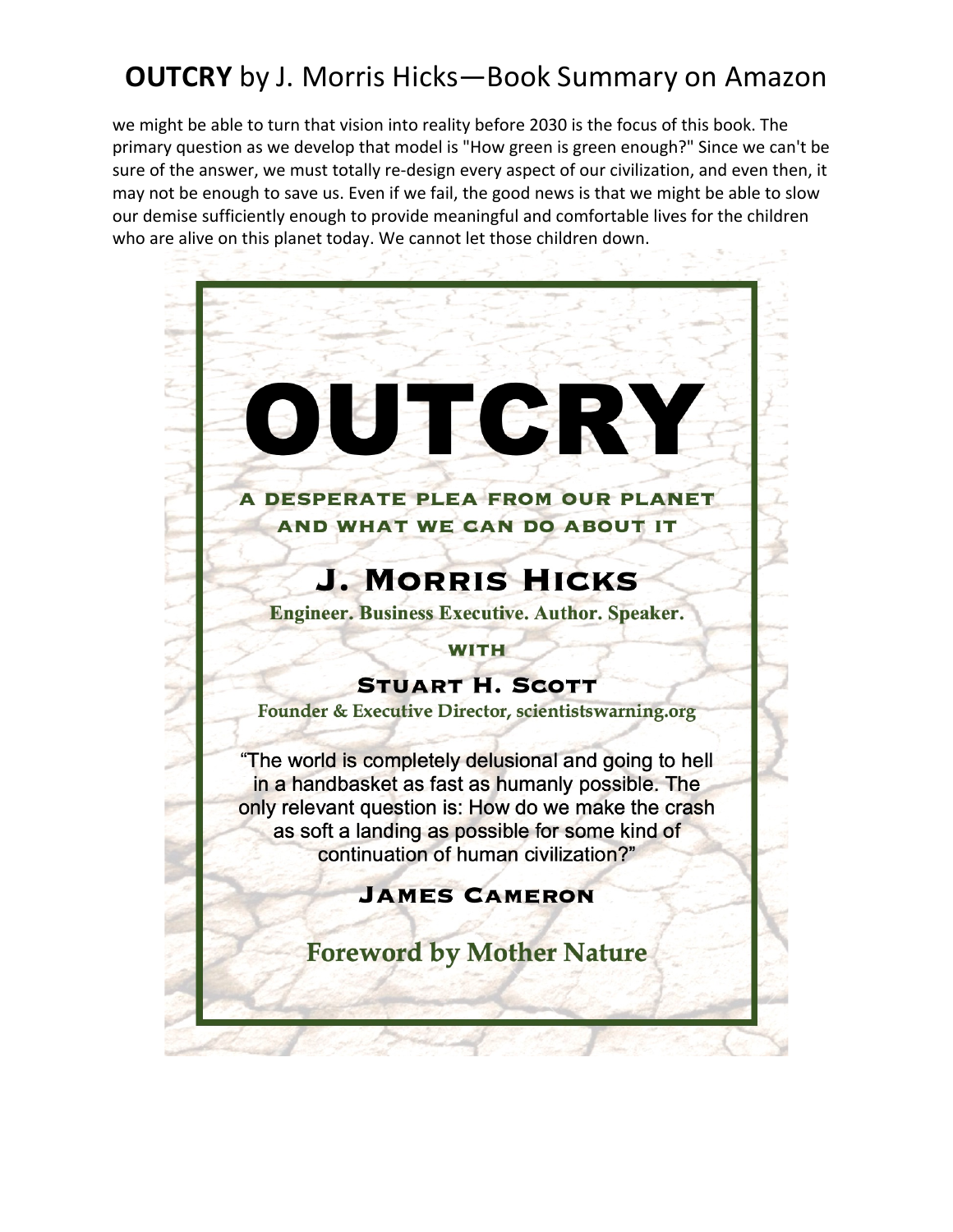we might be able to turn that vision into reality before 2030 is the focus of this book. The primary question as we develop that model is "How green is green enough?" Since we can't be sure of the answer, we must totally re-design every aspect of our civilization, and even then, it may not be enough to save us. Even if we fail, the good news is that we might be able to slow our demise sufficiently enough to provide meaningful and comfortable lives for the children who are alive on this planet today. We cannot let those children down.

# OUTCRY

**A DESPERATE PLEA FROM OUR PLANET AND WHAT WE CAN DO ABOUT IT**

## J. MORRIS HICKS

**Engineer. Business Executive. Author. Speaker.**

**WITH**

### STUART H. SCOTT

**Founder & Executive Director, scientistswarning.org**

"The world is completely delusional and going to hell in a handbasket as fast as humanly possible. The only relevant question is: How do we make the crash as soft a landing as possible for some kind of continuation of human civilization?"

**JAMES CAMERON**

**Foreword by Mother Nature**